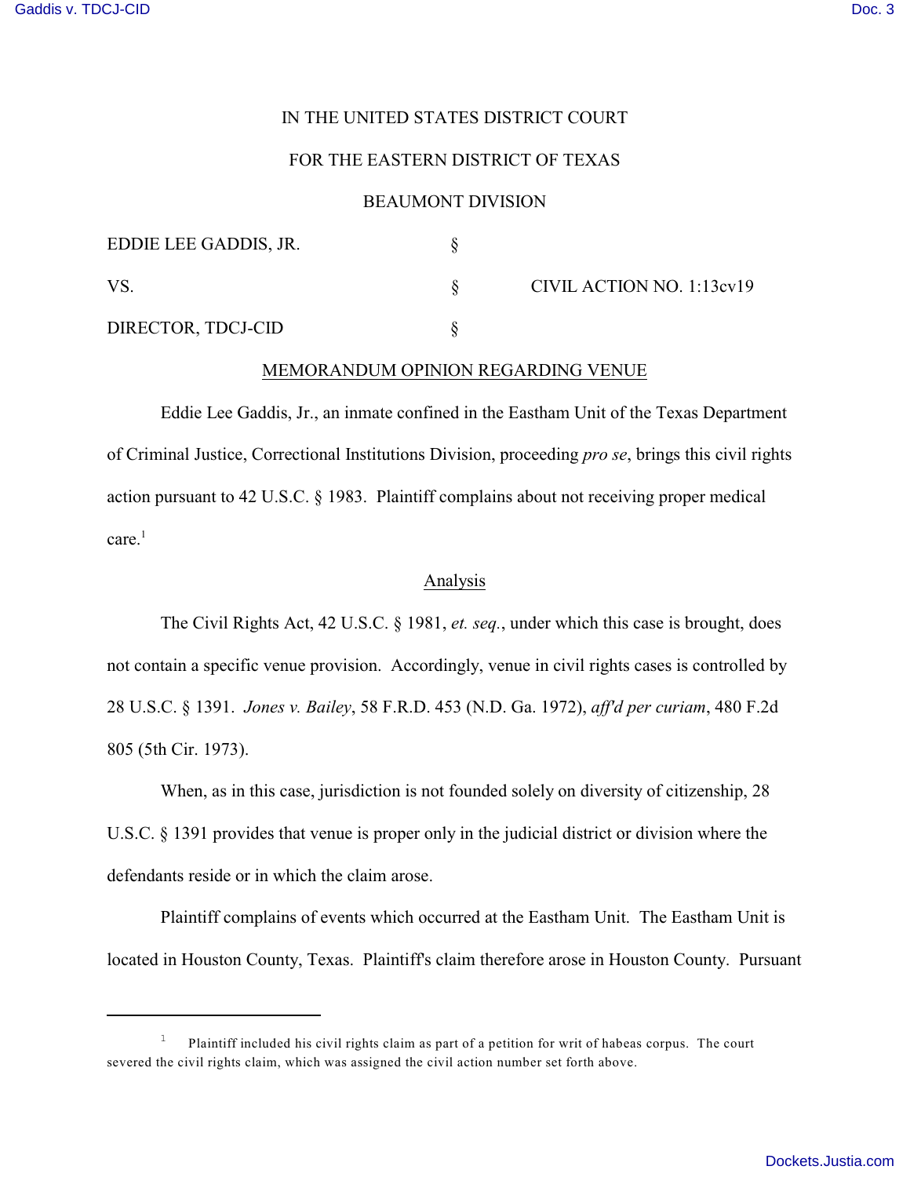IN THE UNITED STATES DISTRICT COURT

FOR THE EASTERN DISTRICT OF TEXAS

BEAUMONT DIVISION

| | | |
|---|---|---|
| EDDIE LEE GADDIS, JR. | § | |
| VS. | § | CIVIL ACTION NO. 1:13cv19 |
| DIRECTOR, TDCJ-CID | § | |

MEMORANDUM OPINION REGARDING VENUE

Eddie Lee Gaddis, Jr., an inmate confined in the Eastham Unit of the Texas Department of Criminal Justice, Correctional Institutions Division, proceeding *pro se*, brings this civil rights action pursuant to 42 U.S.C. § 1983. Plaintiff complains about not receiving proper medical care.[1]

## Analysis

The Civil Rights Act, 42 U.S.C. § 1981, *et. seq.*, under which this case is brought, does not contain a specific venue provision. Accordingly, venue in civil rights cases is controlled by 28 U.S.C. § 1391. *Jones v. Bailey*, 58 F.R.D. 453 (N.D. Ga. 1972), *aff'd per curiam*, 480 F.2d 805 (5th Cir. 1973).

When, as in this case, jurisdiction is not founded solely on diversity of citizenship, 28 U.S.C. § 1391 provides that venue is proper only in the judicial district or division where the defendants reside or in which the claim arose.

Plaintiff complains of events which occurred at the Eastham Unit. The Eastham Unit is located in Houston County, Texas. Plaintiff's claim therefore arose in Houston County. Pursuant

[1] Plaintiff included his civil rights claim as part of a petition for writ of habeas corpus. The court severed the civil rights claim, which was assigned the civil action number set forth above.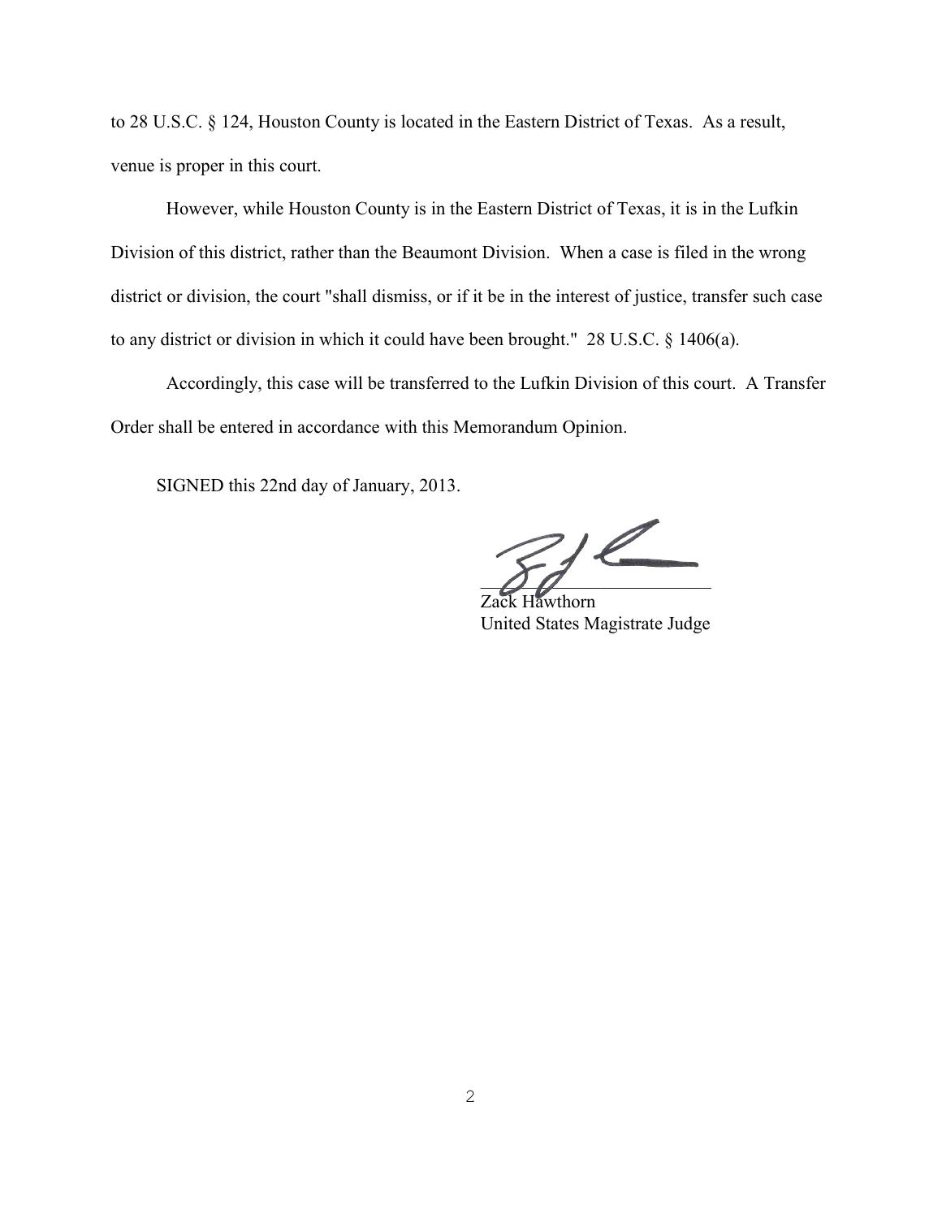to 28 U.S.C. § 124, Houston County is located in the Eastern District of Texas. As a result, venue is proper in this court.

However, while Houston County is in the Eastern District of Texas, it is in the Lufkin Division of this district, rather than the Beaumont Division. When a case is filed in the wrong district or division, the court "shall dismiss, or if it be in the interest of justice, transfer such case to any district or division in which it could have been brought." 28 U.S.C. § 1406(a).

Accordingly, this case will be transferred to the Lufkin Division of this court. A Transfer Order shall be entered in accordance with this Memorandum Opinion.

SIGNED this 22nd day of January, 2013.

Zack Hawthorn
United States Magistrate Judge